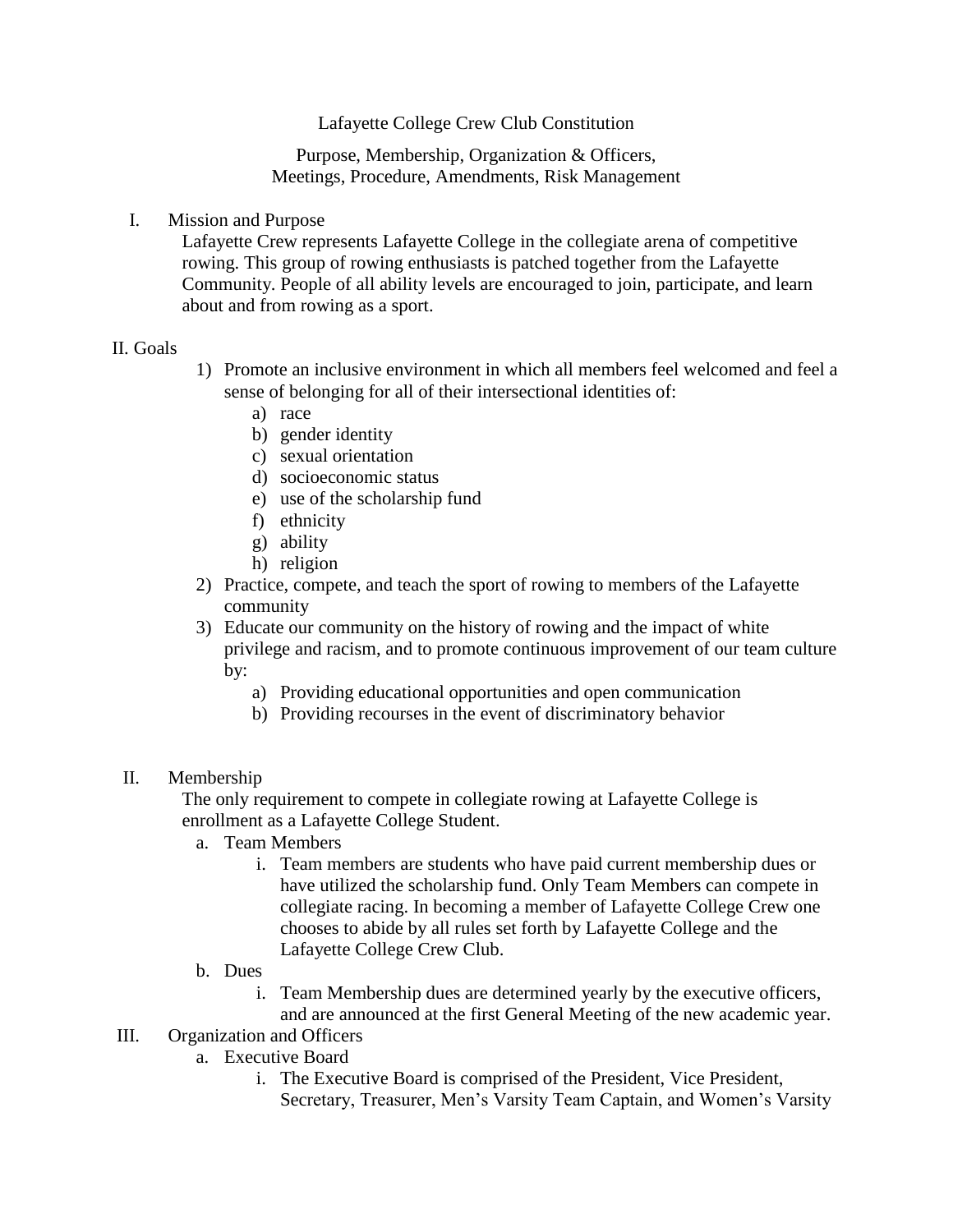# Lafayette College Crew Club Constitution

Purpose, Membership, Organization & Officers,
Meetings, Procedure, Amendments, Risk Management

## I. Mission and Purpose

Lafayette Crew represents Lafayette College in the collegiate arena of competitive rowing. This group of rowing enthusiasts is patched together from the Lafayette Community. People of all ability levels are encouraged to join, participate, and learn about and from rowing as a sport.

## II. Goals

1) Promote an inclusive environment in which all members feel welcomed and feel a sense of belonging for all of their intersectional identities of:
   a) race
   b) gender identity
   c) sexual orientation
   d) socioeconomic status
   e) use of the scholarship fund
   f) ethnicity
   g) ability
   h) religion
2) Practice, compete, and teach the sport of rowing to members of the Lafayette community
3) Educate our community on the history of rowing and the impact of white privilege and racism, and to promote continuous improvement of our team culture by:
   a) Providing educational opportunities and open communication
   b) Providing recourses in the event of discriminatory behavior

## II. Membership

The only requirement to compete in collegiate rowing at Lafayette College is enrollment as a Lafayette College Student.

a. Team Members
   i. Team members are students who have paid current membership dues or have utilized the scholarship fund. Only Team Members can compete in collegiate racing. In becoming a member of Lafayette College Crew one chooses to abide by all rules set forth by Lafayette College and the Lafayette College Crew Club.

b. Dues
   i. Team Membership dues are determined yearly by the executive officers, and are announced at the first General Meeting of the new academic year.

## III. Organization and Officers

a. Executive Board
   i. The Executive Board is comprised of the President, Vice President, Secretary, Treasurer, Men's Varsity Team Captain, and Women's Varsity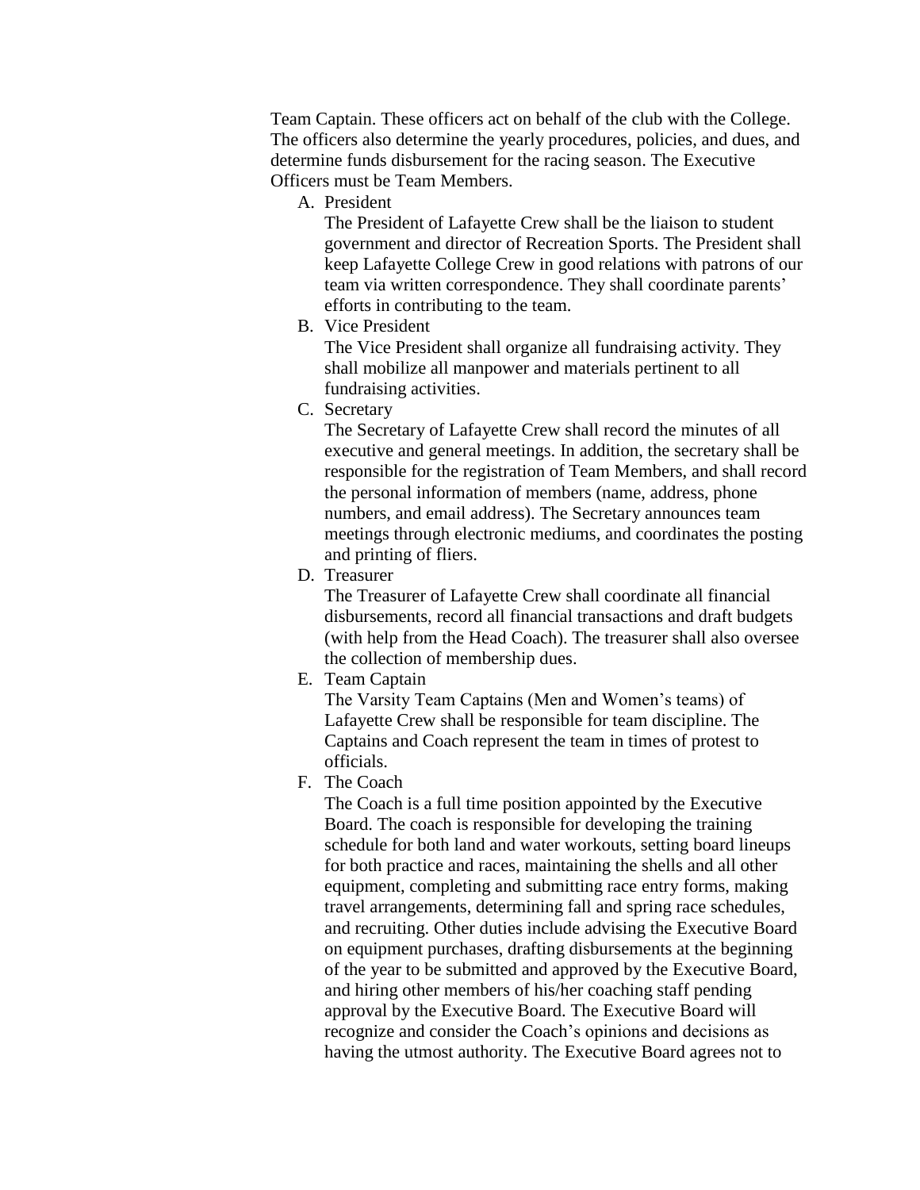Team Captain. These officers act on behalf of the club with the College. The officers also determine the yearly procedures, policies, and dues, and determine funds disbursement for the racing season. The Executive Officers must be Team Members.

A. President

   The President of Lafayette Crew shall be the liaison to student government and director of Recreation Sports. The President shall keep Lafayette College Crew in good relations with patrons of our team via written correspondence. They shall coordinate parents' efforts in contributing to the team.

B. Vice President

   The Vice President shall organize all fundraising activity. They shall mobilize all manpower and materials pertinent to all fundraising activities.

C. Secretary

   The Secretary of Lafayette Crew shall record the minutes of all executive and general meetings. In addition, the secretary shall be responsible for the registration of Team Members, and shall record the personal information of members (name, address, phone numbers, and email address). The Secretary announces team meetings through electronic mediums, and coordinates the posting and printing of fliers.

D. Treasurer

   The Treasurer of Lafayette Crew shall coordinate all financial disbursements, record all financial transactions and draft budgets (with help from the Head Coach). The treasurer shall also oversee the collection of membership dues.

E. Team Captain

   The Varsity Team Captains (Men and Women's teams) of Lafayette Crew shall be responsible for team discipline. The Captains and Coach represent the team in times of protest to officials.

F. The Coach

   The Coach is a full time position appointed by the Executive Board. The coach is responsible for developing the training schedule for both land and water workouts, setting board lineups for both practice and races, maintaining the shells and all other equipment, completing and submitting race entry forms, making travel arrangements, determining fall and spring race schedules, and recruiting. Other duties include advising the Executive Board on equipment purchases, drafting disbursements at the beginning of the year to be submitted and approved by the Executive Board, and hiring other members of his/her coaching staff pending approval by the Executive Board. The Executive Board will recognize and consider the Coach's opinions and decisions as having the utmost authority. The Executive Board agrees not to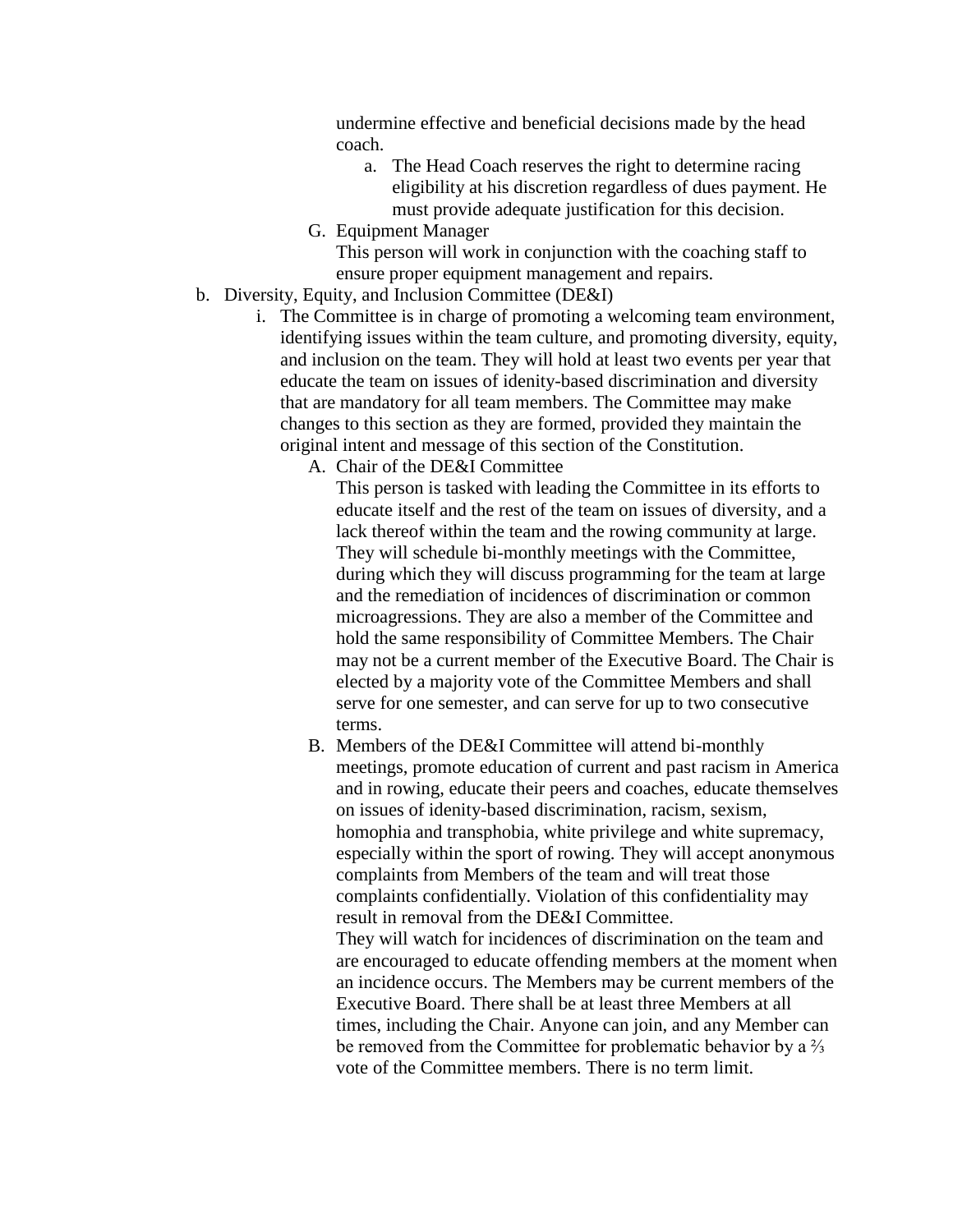undermine effective and beneficial decisions made by the head coach.

a. The Head Coach reserves the right to determine racing eligibility at his discretion regardless of dues payment. He must provide adequate justification for this decision.

G. Equipment Manager
This person will work in conjunction with the coaching staff to ensure proper equipment management and repairs.

b. Diversity, Equity, and Inclusion Committee (DE&I)

i. The Committee is in charge of promoting a welcoming team environment, identifying issues within the team culture, and promoting diversity, equity, and inclusion on the team. They will hold at least two events per year that educate the team on issues of idenity-based discrimination and diversity that are mandatory for all team members. The Committee may make changes to this section as they are formed, provided they maintain the original intent and message of this section of the Constitution.

A. Chair of the DE&I Committee
This person is tasked with leading the Committee in its efforts to educate itself and the rest of the team on issues of diversity, and a lack thereof within the team and the rowing community at large. They will schedule bi-monthly meetings with the Committee, during which they will discuss programming for the team at large and the remediation of incidences of discrimination or common microagressions. They are also a member of the Committee and hold the same responsibility of Committee Members. The Chair may not be a current member of the Executive Board. The Chair is elected by a majority vote of the Committee Members and shall serve for one semester, and can serve for up to two consecutive terms.

B. Members of the DE&I Committee will attend bi-monthly meetings, promote education of current and past racism in America and in rowing, educate their peers and coaches, educate themselves on issues of idenity-based discrimination, racism, sexism, homophia and transphobia, white privilege and white supremacy, especially within the sport of rowing. They will accept anonymous complaints from Members of the team and will treat those complaints confidentially. Violation of this confidentiality may result in removal from the DE&I Committee.
They will watch for incidences of discrimination on the team and are encouraged to educate offending members at the moment when an incidence occurs. The Members may be current members of the Executive Board. There shall be at least three Members at all times, including the Chair. Anyone can join, and any Member can be removed from the Committee for problematic behavior by a ⅔ vote of the Committee members. There is no term limit.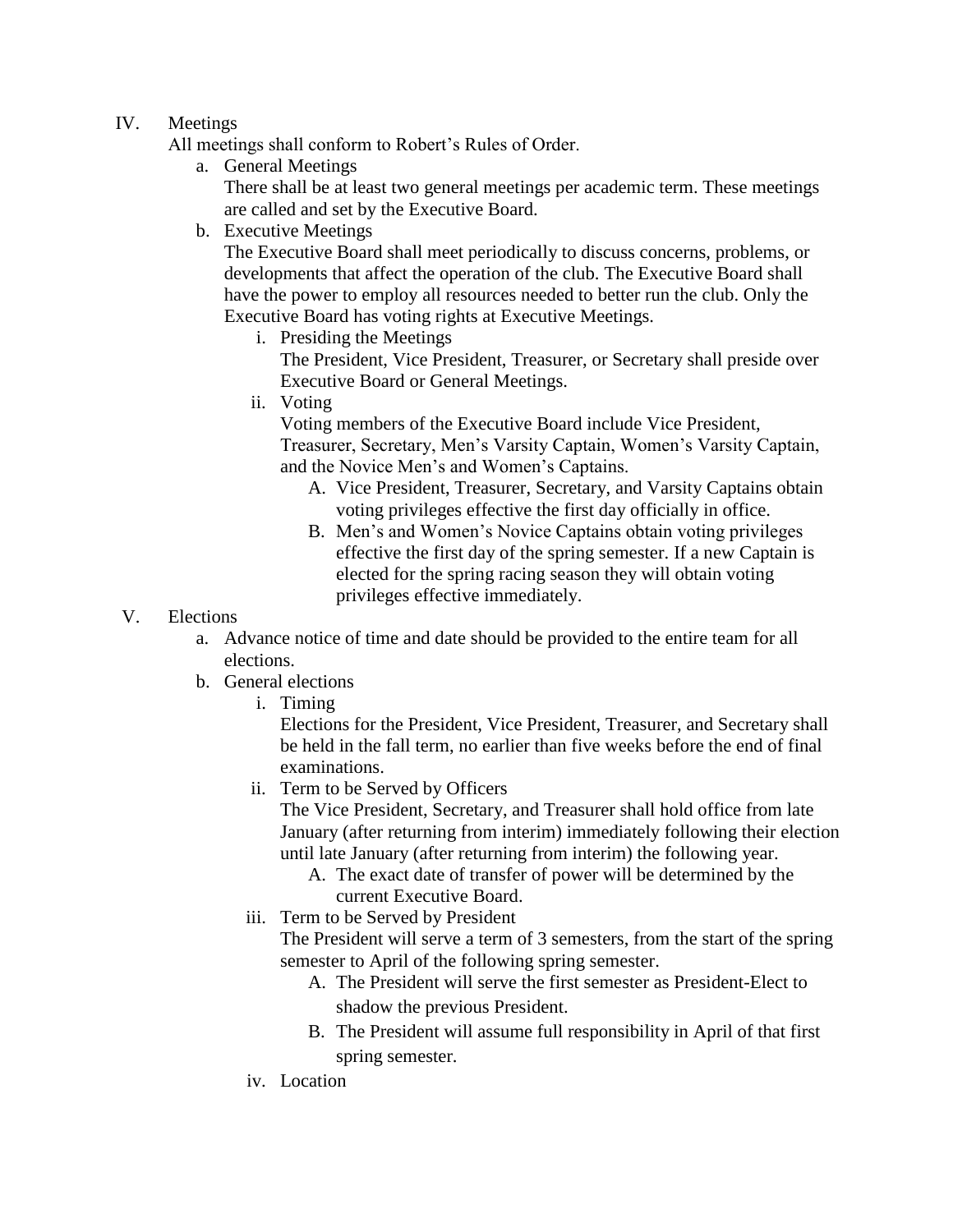IV. Meetings

All meetings shall conform to Robert's Rules of Order.

a. General Meetings

   There shall be at least two general meetings per academic term. These meetings are called and set by the Executive Board.

b. Executive Meetings

   The Executive Board shall meet periodically to discuss concerns, problems, or developments that affect the operation of the club. The Executive Board shall have the power to employ all resources needed to better run the club. Only the Executive Board has voting rights at Executive Meetings.

   i. Presiding the Meetings

      The President, Vice President, Treasurer, or Secretary shall preside over Executive Board or General Meetings.

   ii. Voting

      Voting members of the Executive Board include Vice President, Treasurer, Secretary, Men's Varsity Captain, Women's Varsity Captain, and the Novice Men's and Women's Captains.

      A. Vice President, Treasurer, Secretary, and Varsity Captains obtain voting privileges effective the first day officially in office.

      B. Men's and Women's Novice Captains obtain voting privileges effective the first day of the spring semester. If a new Captain is elected for the spring racing season they will obtain voting privileges effective immediately.

V. Elections

a. Advance notice of time and date should be provided to the entire team for all elections.

b. General elections

   i. Timing

      Elections for the President, Vice President, Treasurer, and Secretary shall be held in the fall term, no earlier than five weeks before the end of final examinations.

   ii. Term to be Served by Officers

      The Vice President, Secretary, and Treasurer shall hold office from late January (after returning from interim) immediately following their election until late January (after returning from interim) the following year.

      A. The exact date of transfer of power will be determined by the current Executive Board.

   iii. Term to be Served by President

      The President will serve a term of 3 semesters, from the start of the spring semester to April of the following spring semester.

      A. The President will serve the first semester as President-Elect to shadow the previous President.

      B. The President will assume full responsibility in April of that first spring semester.

   iv. Location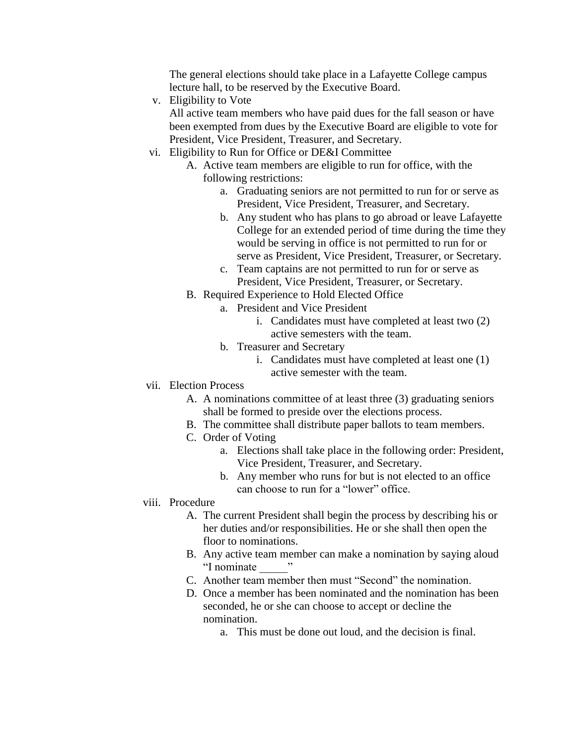The general elections should take place in a Lafayette College campus lecture hall, to be reserved by the Executive Board.

v. Eligibility to Vote

   All active team members who have paid dues for the fall season or have been exempted from dues by the Executive Board are eligible to vote for President, Vice President, Treasurer, and Secretary.

vi. Eligibility to Run for Office or DE&I Committee

   A. Active team members are eligible to run for office, with the following restrictions:
      a. Graduating seniors are not permitted to run for or serve as President, Vice President, Treasurer, and Secretary.
      b. Any student who has plans to go abroad or leave Lafayette College for an extended period of time during the time they would be serving in office is not permitted to run for or serve as President, Vice President, Treasurer, or Secretary.
      c. Team captains are not permitted to run for or serve as President, Vice President, Treasurer, or Secretary.

   B. Required Experience to Hold Elected Office
      a. President and Vice President
         i. Candidates must have completed at least two (2) active semesters with the team.
      b. Treasurer and Secretary
         i. Candidates must have completed at least one (1) active semester with the team.

vii. Election Process

   A. A nominations committee of at least three (3) graduating seniors shall be formed to preside over the elections process.
   B. The committee shall distribute paper ballots to team members.
   C. Order of Voting
      a. Elections shall take place in the following order: President, Vice President, Treasurer, and Secretary.
      b. Any member who runs for but is not elected to an office can choose to run for a "lower" office.

viii. Procedure

   A. The current President shall begin the process by describing his or her duties and/or responsibilities. He or she shall then open the floor to nominations.
   B. Any active team member can make a nomination by saying aloud "I nominate _____"
   C. Another team member then must "Second" the nomination.
   D. Once a member has been nominated and the nomination has been seconded, he or she can choose to accept or decline the nomination.
      a. This must be done out loud, and the decision is final.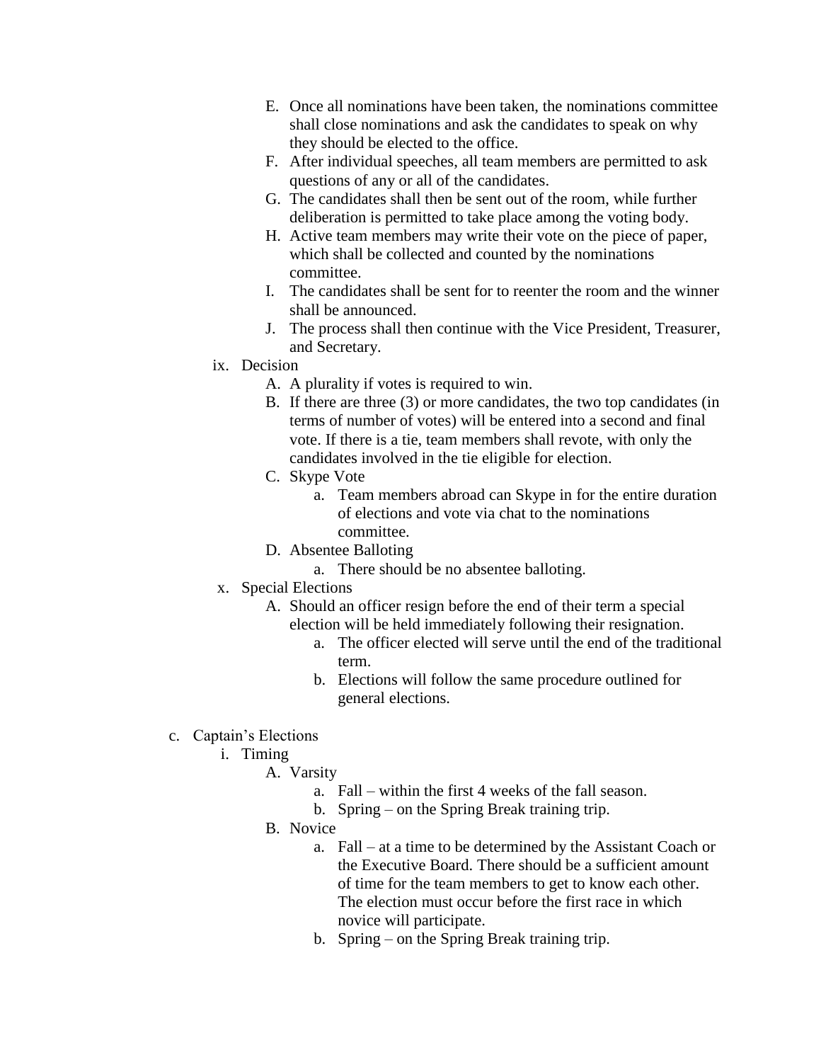E. Once all nominations have been taken, the nominations committee shall close nominations and ask the candidates to speak on why they should be elected to the office.
F. After individual speeches, all team members are permitted to ask questions of any or all of the candidates.
G. The candidates shall then be sent out of the room, while further deliberation is permitted to take place among the voting body.
H. Active team members may write their vote on the piece of paper, which shall be collected and counted by the nominations committee.
I. The candidates shall be sent for to reenter the room and the winner shall be announced.
J. The process shall then continue with the Vice President, Treasurer, and Secretary.

ix. Decision
  A. A plurality if votes is required to win.
  B. If there are three (3) or more candidates, the two top candidates (in terms of number of votes) will be entered into a second and final vote. If there is a tie, team members shall revote, with only the candidates involved in the tie eligible for election.
  C. Skype Vote
    a. Team members abroad can Skype in for the entire duration of elections and vote via chat to the nominations committee.
  D. Absentee Balloting
    a. There should be no absentee balloting.

x. Special Elections
  A. Should an officer resign before the end of their term a special election will be held immediately following their resignation.
    a. The officer elected will serve until the end of the traditional term.
    b. Elections will follow the same procedure outlined for general elections.

c. Captain's Elections
  i. Timing
    A. Varsity
      a. Fall – within the first 4 weeks of the fall season.
      b. Spring – on the Spring Break training trip.
    B. Novice
      a. Fall – at a time to be determined by the Assistant Coach or the Executive Board. There should be a sufficient amount of time for the team members to get to know each other. The election must occur before the first race in which novice will participate.
      b. Spring – on the Spring Break training trip.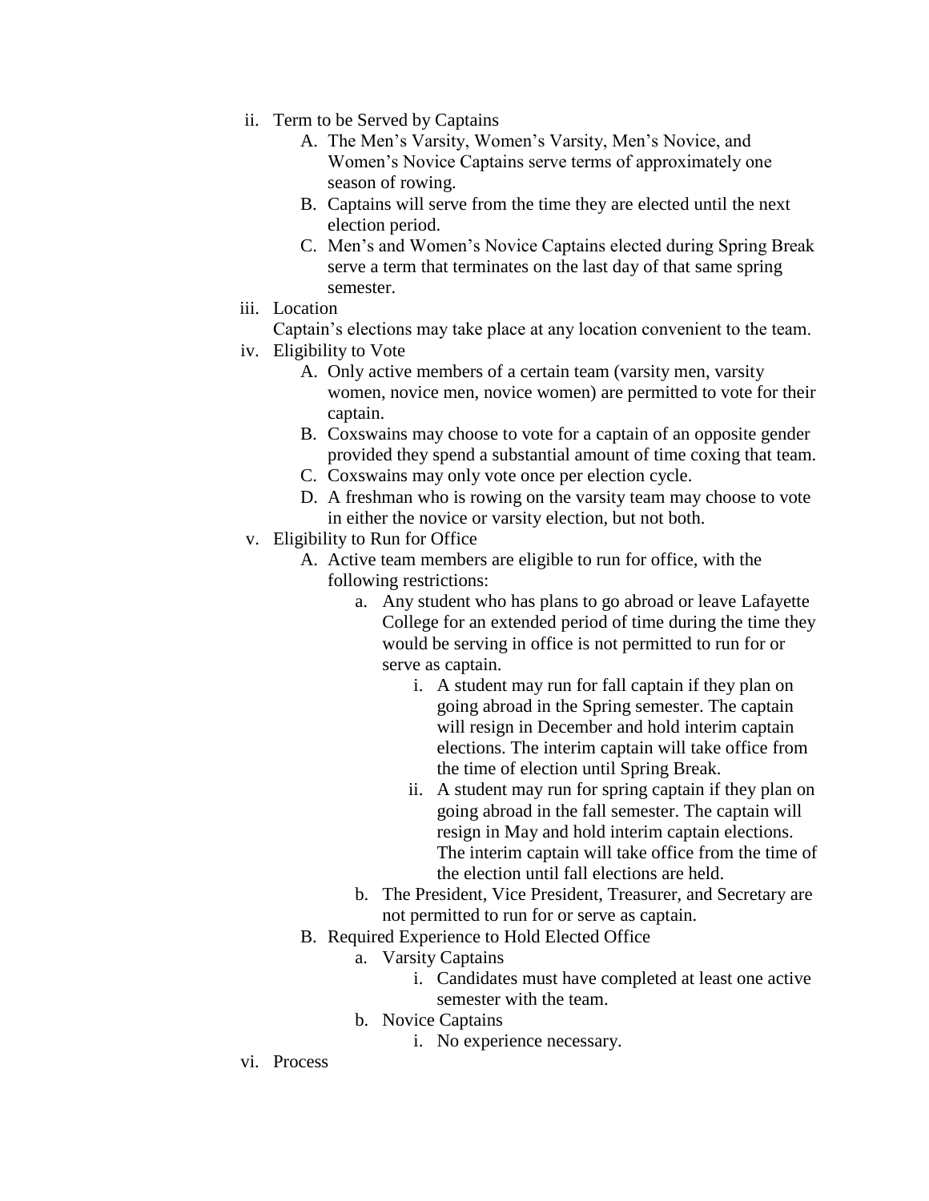ii. Term to be Served by Captains
    A. The Men's Varsity, Women's Varsity, Men's Novice, and Women's Novice Captains serve terms of approximately one season of rowing.
    B. Captains will serve from the time they are elected until the next election period.
    C. Men's and Women's Novice Captains elected during Spring Break serve a term that terminates on the last day of that same spring semester.

iii. Location

    Captain's elections may take place at any location convenient to the team.

iv. Eligibility to Vote
    A. Only active members of a certain team (varsity men, varsity women, novice men, novice women) are permitted to vote for their captain.
    B. Coxswains may choose to vote for a captain of an opposite gender provided they spend a substantial amount of time coxing that team.
    C. Coxswains may only vote once per election cycle.
    D. A freshman who is rowing on the varsity team may choose to vote in either the novice or varsity election, but not both.

v. Eligibility to Run for Office
    A. Active team members are eligible to run for office, with the following restrictions:
        a. Any student who has plans to go abroad or leave Lafayette College for an extended period of time during the time they would be serving in office is not permitted to run for or serve as captain.
            i. A student may run for fall captain if they plan on going abroad in the Spring semester. The captain will resign in December and hold interim captain elections. The interim captain will take office from the time of election until Spring Break.
            ii. A student may run for spring captain if they plan on going abroad in the fall semester. The captain will resign in May and hold interim captain elections. The interim captain will take office from the time of the election until fall elections are held.
        b. The President, Vice President, Treasurer, and Secretary are not permitted to run for or serve as captain.
    B. Required Experience to Hold Elected Office
        a. Varsity Captains
            i. Candidates must have completed at least one active semester with the team.
        b. Novice Captains
            i. No experience necessary.

vi. Process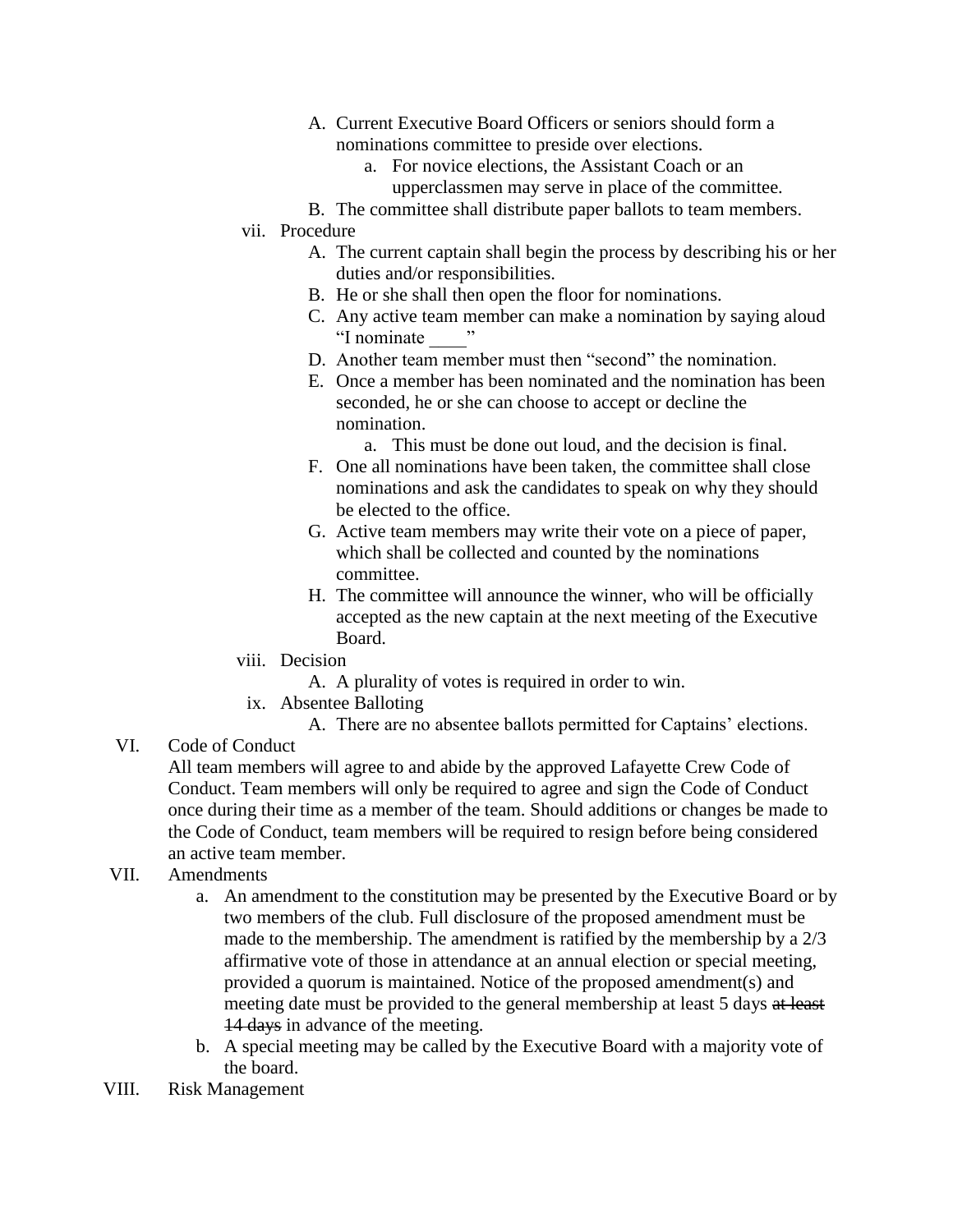A. Current Executive Board Officers or seniors should form a nominations committee to preside over elections.
   a. For novice elections, the Assistant Coach or an upperclassmen may serve in place of the committee.

B. The committee shall distribute paper ballots to team members.

vii. Procedure

A. The current captain shall begin the process by describing his or her duties and/or responsibilities.

B. He or she shall then open the floor for nominations.

C. Any active team member can make a nomination by saying aloud "I nominate ____"

D. Another team member must then "second" the nomination.

E. Once a member has been nominated and the nomination has been seconded, he or she can choose to accept or decline the nomination.
   a. This must be done out loud, and the decision is final.

F. One all nominations have been taken, the committee shall close nominations and ask the candidates to speak on why they should be elected to the office.

G. Active team members may write their vote on a piece of paper, which shall be collected and counted by the nominations committee.

H. The committee will announce the winner, who will be officially accepted as the new captain at the next meeting of the Executive Board.

viii. Decision

A. A plurality of votes is required in order to win.

ix. Absentee Balloting

A. There are no absentee ballots permitted for Captains' elections.

VI. Code of Conduct

All team members will agree to and abide by the approved Lafayette Crew Code of Conduct. Team members will only be required to agree and sign the Code of Conduct once during their time as a member of the team. Should additions or changes be made to the Code of Conduct, team members will be required to resign before being considered an active team member.

VII. Amendments

a. An amendment to the constitution may be presented by the Executive Board or by two members of the club. Full disclosure of the proposed amendment must be made to the membership. The amendment is ratified by the membership by a 2/3 affirmative vote of those in attendance at an annual election or special meeting, provided a quorum is maintained. Notice of the proposed amendment(s) and meeting date must be provided to the general membership at least 5 days ~~at least 14 days~~ in advance of the meeting.

b. A special meeting may be called by the Executive Board with a majority vote of the board.

VIII. Risk Management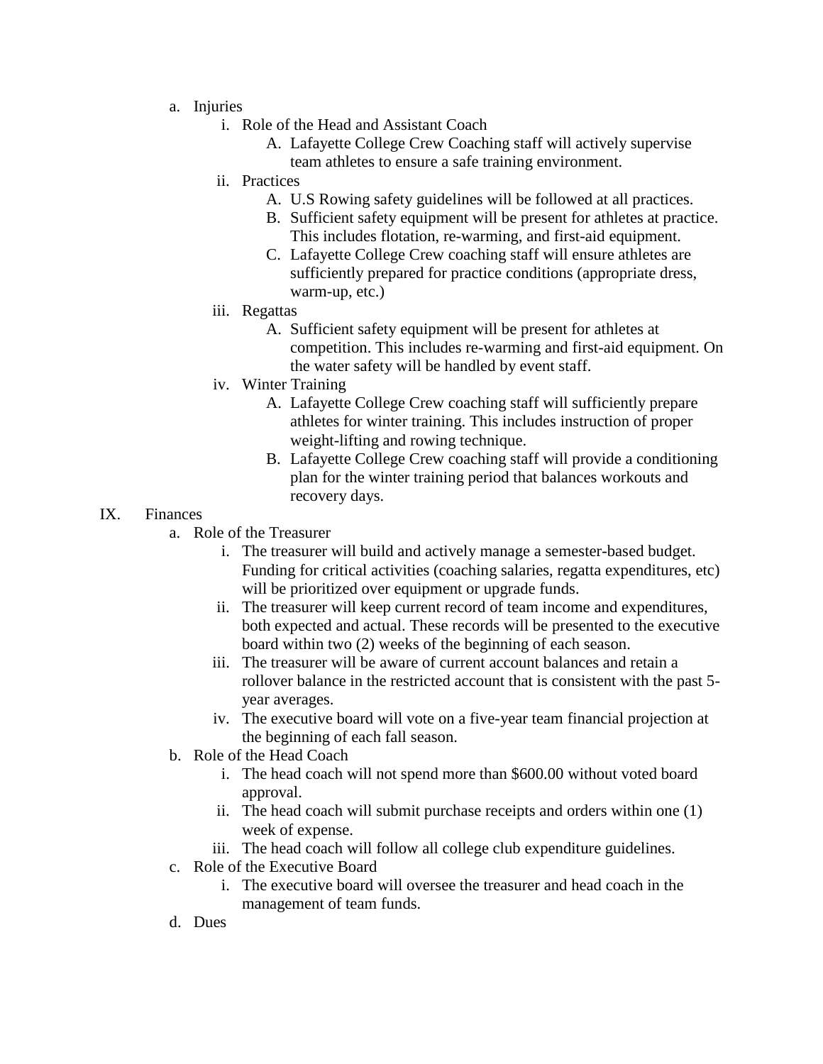a. Injuries
   i. Role of the Head and Assistant Coach
      A. Lafayette College Crew Coaching staff will actively supervise team athletes to ensure a safe training environment.
   ii. Practices
      A. U.S Rowing safety guidelines will be followed at all practices.
      B. Sufficient safety equipment will be present for athletes at practice. This includes flotation, re-warming, and first-aid equipment.
      C. Lafayette College Crew coaching staff will ensure athletes are sufficiently prepared for practice conditions (appropriate dress, warm-up, etc.)
   iii. Regattas
      A. Sufficient safety equipment will be present for athletes at competition. This includes re-warming and first-aid equipment. On the water safety will be handled by event staff.
   iv. Winter Training
      A. Lafayette College Crew coaching staff will sufficiently prepare athletes for winter training. This includes instruction of proper weight-lifting and rowing technique.
      B. Lafayette College Crew coaching staff will provide a conditioning plan for the winter training period that balances workouts and recovery days.

IX. Finances

a. Role of the Treasurer
   i. The treasurer will build and actively manage a semester-based budget. Funding for critical activities (coaching salaries, regatta expenditures, etc) will be prioritized over equipment or upgrade funds.
   ii. The treasurer will keep current record of team income and expenditures, both expected and actual. These records will be presented to the executive board within two (2) weeks of the beginning of each season.
   iii. The treasurer will be aware of current account balances and retain a rollover balance in the restricted account that is consistent with the past 5-year averages.
   iv. The executive board will vote on a five-year team financial projection at the beginning of each fall season.

b. Role of the Head Coach
   i. The head coach will not spend more than $600.00 without voted board approval.
   ii. The head coach will submit purchase receipts and orders within one (1) week of expense.
   iii. The head coach will follow all college club expenditure guidelines.

c. Role of the Executive Board
   i. The executive board will oversee the treasurer and head coach in the management of team funds.

d. Dues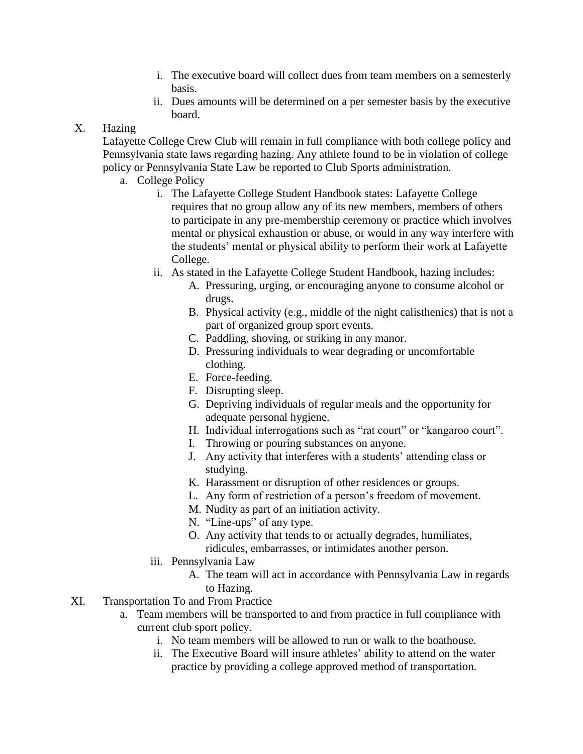i. The executive board will collect dues from team members on a semesterly basis.
ii. Dues amounts will be determined on a per semester basis by the executive board.

X. Hazing

Lafayette College Crew Club will remain in full compliance with both college policy and Pennsylvania state laws regarding hazing. Any athlete found to be in violation of college policy or Pennsylvania State Law be reported to Club Sports administration.

a. College Policy

i. The Lafayette College Student Handbook states: Lafayette College requires that no group allow any of its new members, members of others to participate in any pre-membership ceremony or practice which involves mental or physical exhaustion or abuse, or would in any way interfere with the students' mental or physical ability to perform their work at Lafayette College.

ii. As stated in the Lafayette College Student Handbook, hazing includes:

A. Pressuring, urging, or encouraging anyone to consume alcohol or drugs.
B. Physical activity (e.g., middle of the night calisthenics) that is not a part of organized group sport events.
C. Paddling, shoving, or striking in any manor.
D. Pressuring individuals to wear degrading or uncomfortable clothing.
E. Force-feeding.
F. Disrupting sleep.
G. Depriving individuals of regular meals and the opportunity for adequate personal hygiene.
H. Individual interrogations such as "rat court" or "kangaroo court".
I. Throwing or pouring substances on anyone.
J. Any activity that interferes with a students' attending class or studying.
K. Harassment or disruption of other residences or groups.
L. Any form of restriction of a person's freedom of movement.
M. Nudity as part of an initiation activity.
N. "Line-ups" of any type.
O. Any activity that tends to or actually degrades, humiliates, ridicules, embarrasses, or intimidates another person.

iii. Pennsylvania Law

A. The team will act in accordance with Pennsylvania Law in regards to Hazing.

XI. Transportation To and From Practice

a. Team members will be transported to and from practice in full compliance with current club sport policy.

i. No team members will be allowed to run or walk to the boathouse.
ii. The Executive Board will insure athletes' ability to attend on the water practice by providing a college approved method of transportation.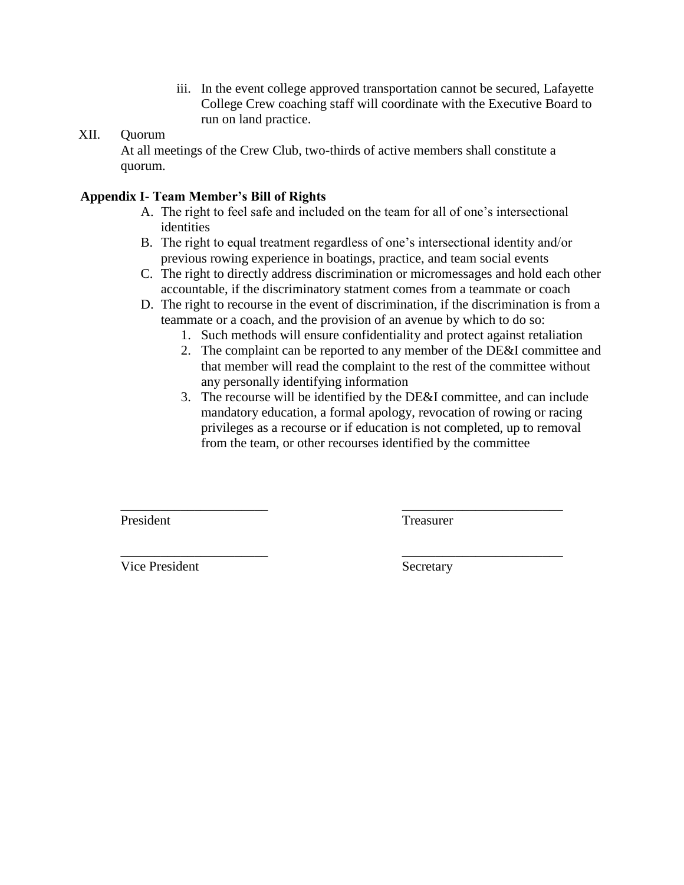iii. In the event college approved transportation cannot be secured, Lafayette College Crew coaching staff will coordinate with the Executive Board to run on land practice.

XII. Quorum

At all meetings of the Crew Club, two-thirds of active members shall constitute a quorum.

**Appendix I- Team Member's Bill of Rights**

A. The right to feel safe and included on the team for all of one's intersectional identities
B. The right to equal treatment regardless of one's intersectional identity and/or previous rowing experience in boatings, practice, and team social events
C. The right to directly address discrimination or micromessages and hold each other accountable, if the discriminatory statment comes from a teammate or coach
D. The right to recourse in the event of discrimination, if the discrimination is from a teammate or a coach, and the provision of an avenue by which to do so:
    1. Such methods will ensure confidentiality and protect against retaliation
    2. The complaint can be reported to any member of the DE&I committee and that member will read the complaint to the rest of the committee without any personally identifying information
    3. The recourse will be identified by the DE&I committee, and can include mandatory education, a formal apology, revocation of rowing or racing privileges as a recourse or if education is not completed, up to removal from the team, or other recourses identified by the committee

______________________ President

______________________ Treasurer

______________________ Vice President

______________________ Secretary